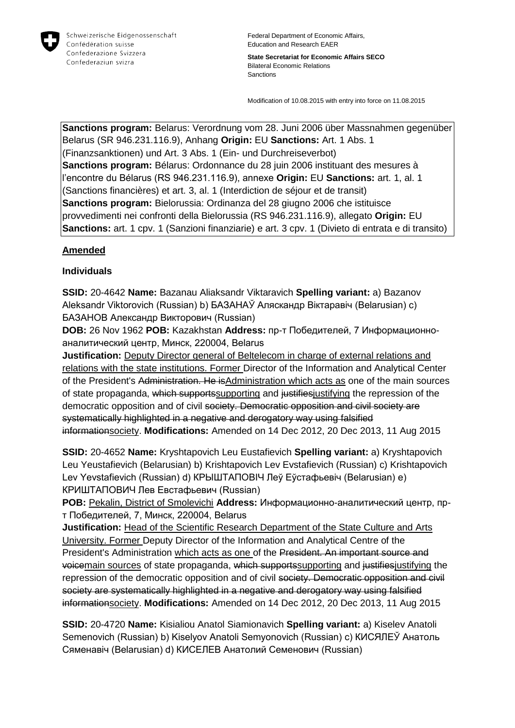Schweizerische Eidgenossenschaft
Confédération suisse
Confederazione Svizzera
Confederaziun svizra

Federal Department of Economic Affairs, Education and Research EAER

**State Secretariat for Economic Affairs SECO**
Bilateral Economic Relations
Sanctions

Modification of 10.08.2015 with entry into force on 11.08.2015

**Sanctions program:** Belarus: Verordnung vom 28. Juni 2006 über Massnahmen gegenüber Belarus (SR 946.231.116.9), Anhang **Origin:** EU **Sanctions:** Art. 1 Abs. 1 (Finanzsanktionen) und Art. 3 Abs. 1 (Ein- und Durchreiseverbot)
**Sanctions program:** Bélarus: Ordonnance du 28 juin 2006 instituant des mesures à l'encontre du Bélarus (RS 946.231.116.9), annexe **Origin:** EU **Sanctions:** art. 1, al. 1 (Sanctions financières) et art. 3, al. 1 (Interdiction de séjour et de transit)
**Sanctions program:** Bielorussia: Ordinanza del 28 giugno 2006 che istituisce provvedimenti nei confronti della Bielorussia (RS 946.231.116.9), allegato **Origin:** EU **Sanctions:** art. 1 cpv. 1 (Sanzioni finanziarie) e art. 3 cpv. 1 (Divieto di entrata e di transito)

## Amended

### Individuals

**SSID:** 20-4642 **Name:** Bazanau Aliaksandr Viktaravich **Spelling variant:** a) Bazanov Aleksandr Viktorovich (Russian) b) БАЗАНАЎ Аляскандр Віктаравіч (Belarusian) c) БАЗАНОВ Александр Викторович (Russian)
**DOB:** 26 Nov 1962 **POB:** Kazakhstan **Address:** пр-т Победителей, 7 Информационно-аналитический центр, Минск, 220004, Belarus
**Justification:** Deputy Director general of Beltelecom in charge of external relations and relations with the state institutions. Former Director of the Information and Analytical Center of the President's ~~Administration. He is~~Administration which acts as one of the main sources of state propaganda, ~~which supports~~supporting and ~~justifies~~justifying the repression of the democratic opposition and of civil ~~society. Democratic opposition and civil society are systematically highlighted in a negative and derogatory way using falsified information~~society. **Modifications:** Amended on 14 Dec 2012, 20 Dec 2013, 11 Aug 2015

**SSID:** 20-4652 **Name:** Kryshtapovich Leu Eustafievich **Spelling variant:** a) Kryshtapovich Leu Yeustafievich (Belarusian) b) Krishtapovich Lev Evstafievich (Russian) c) Krishtapovich Lev Yevstafievich (Russian) d) КРЫШТАПОВІЧ Леў Еўстафьевіч (Belarusian) e) КРИШТАПОВИЧ Лев Евстафьевич (Russian)
**POB:** Pekalin, District of Smolevichi **Address:** Информационно-аналитический центр, пр-т Победителей, 7, Минск, 220004, Belarus
**Justification:** Head of the Scientific Research Department of the State Culture and Arts University. Former Deputy Director of the Information and Analytical Centre of the President's Administration which acts as one of the ~~President. An important source and voice~~main sources of state propaganda, ~~which supports~~supporting and ~~justifies~~justifying the repression of the democratic opposition and of civil ~~society. Democratic opposition and civil society are systematically highlighted in a negative and derogatory way using falsified information~~society. **Modifications:** Amended on 14 Dec 2012, 20 Dec 2013, 11 Aug 2015

**SSID:** 20-4720 **Name:** Kisialiou Anatol Siamionavich **Spelling variant:** a) Kiselev Anatoli Semenovich (Russian) b) Kiselyov Anatoli Semyonovich (Russian) c) КІСЯЛЕЎ Анатоль Сяменавіч (Belarusian) d) КИСЕЛЕВ Анатолий Семенович (Russian)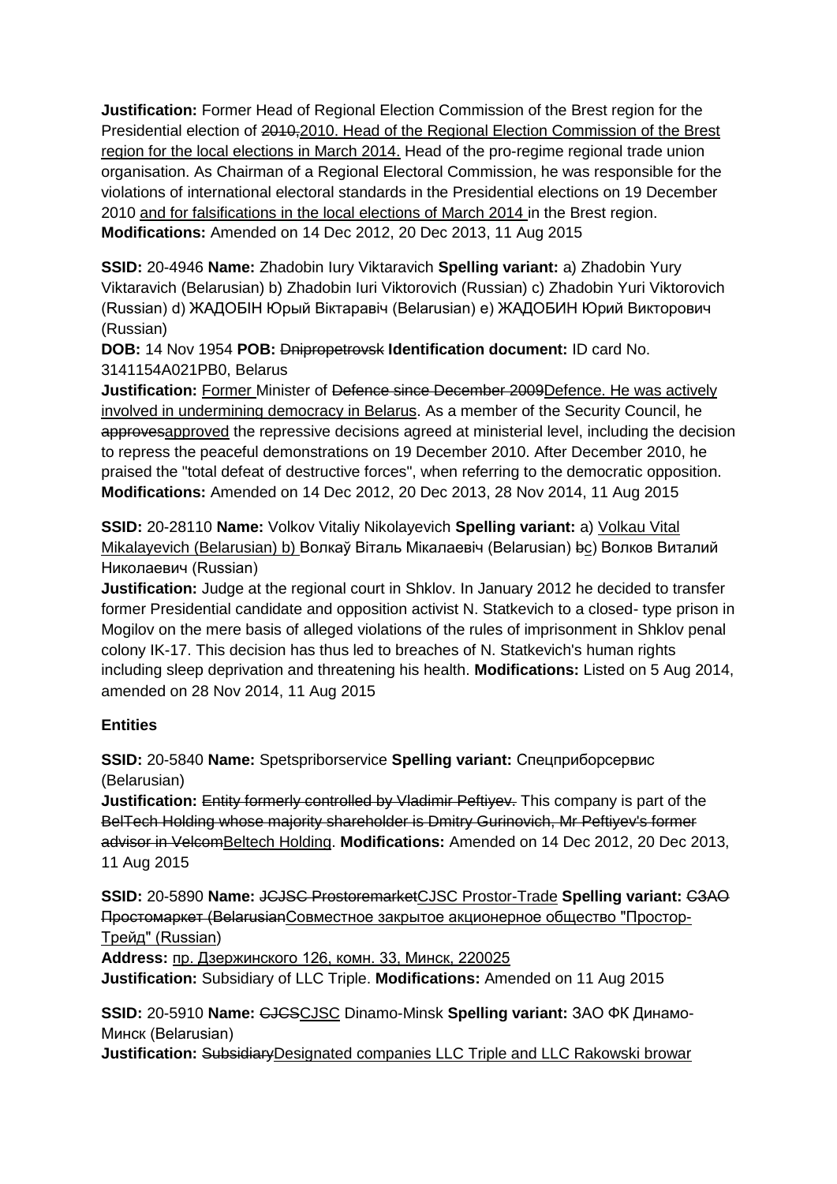**Justification:** Former Head of Regional Election Commission of the Brest region for the Presidential election of ~~2010,~~<u>2010. Head of the Regional Election Commission of the Brest region for the local elections in March 2014.</u> Head of the pro-regime regional trade union organisation. As Chairman of a Regional Electoral Commission, he was responsible for the violations of international electoral standards in the Presidential elections on 19 December 2010 <u>and for falsifications in the local elections of March 2014</u> in the Brest region.
**Modifications:** Amended on 14 Dec 2012, 20 Dec 2013, 11 Aug 2015

**SSID:** 20-4946 **Name:** Zhadobin Iury Viktaravich **Spelling variant:** a) Zhadobin Yury Viktaravich (Belarusian) b) Zhadobin Iuri Viktorovich (Russian) c) Zhadobin Yuri Viktorovich (Russian) d) ЖАДОБІН Юрый Віктаравіч (Belarusian) e) ЖАДОБИН Юрий Викторович (Russian)
**DOB:** 14 Nov 1954 **POB:** ~~Dnipropetrovsk~~ **Identification document:** ID card No. 3141154A021PB0, Belarus
**Justification:** <u>Former</u> Minister of ~~Defence since December 2009~~<u>Defence. He was actively involved in undermining democracy in Belarus</u>. As a member of the Security Council, he ~~approves~~<u>approved</u> the repressive decisions agreed at ministerial level, including the decision to repress the peaceful demonstrations on 19 December 2010. After December 2010, he praised the "total defeat of destructive forces", when referring to the democratic opposition.
**Modifications:** Amended on 14 Dec 2012, 20 Dec 2013, 28 Nov 2014, 11 Aug 2015

**SSID:** 20-28110 **Name:** Volkov Vitaliy Nikolayevich **Spelling variant:** a) <u>Volkau Vital Mikalayevich (Belarusian) b)</u> Волкаў Віталь Мікалаевіч (Belarusian) ~~b~~<u>c</u>) Волков Виталий Николаевич (Russian)
**Justification:** Judge at the regional court in Shklov. In January 2012 he decided to transfer former Presidential candidate and opposition activist N. Statkevich to a closed- type prison in Mogilov on the mere basis of alleged violations of the rules of imprisonment in Shklov penal colony IK-17. This decision has thus led to breaches of N. Statkevich's human rights including sleep deprivation and threatening his health. **Modifications:** Listed on 5 Aug 2014, amended on 28 Nov 2014, 11 Aug 2015

**Entities**

**SSID:** 20-5840 **Name:** Spetspriborservice **Spelling variant:** Спецприборсервис (Belarusian)
**Justification:** ~~Entity formerly controlled by Vladimir Peftiyev.~~ This company is part of the ~~BelTech Holding whose majority shareholder is Dmitry Gurinovich, Mr Peftiyev's former advisor in Velcom~~<u>Beltech Holding</u>. **Modifications:** Amended on 14 Dec 2012, 20 Dec 2013, 11 Aug 2015

**SSID:** 20-5890 **Name:** ~~JCJSC Prostoremarket~~<u>CJSC Prostor-Trade</u> **Spelling variant:** ~~СЗАО Простомаркет (Belarusian~~<u>Совместное закрытое акционерное общество "Простор-Трейд" (Russian</u>)
**Address:** <u>пр. Дзержинского 126, комн. 33, Минск, 220025</u>
**Justification:** Subsidiary of LLC Triple. **Modifications:** Amended on 11 Aug 2015

**SSID:** 20-5910 **Name:** ~~CJCS~~<u>CJSC</u> Dinamo-Minsk **Spelling variant:** ЗАО ФК Динамо-Минск (Belarusian)
**Justification:** ~~Subsidiary~~<u>Designated companies LLC Triple and LLC Rakowski browar</u>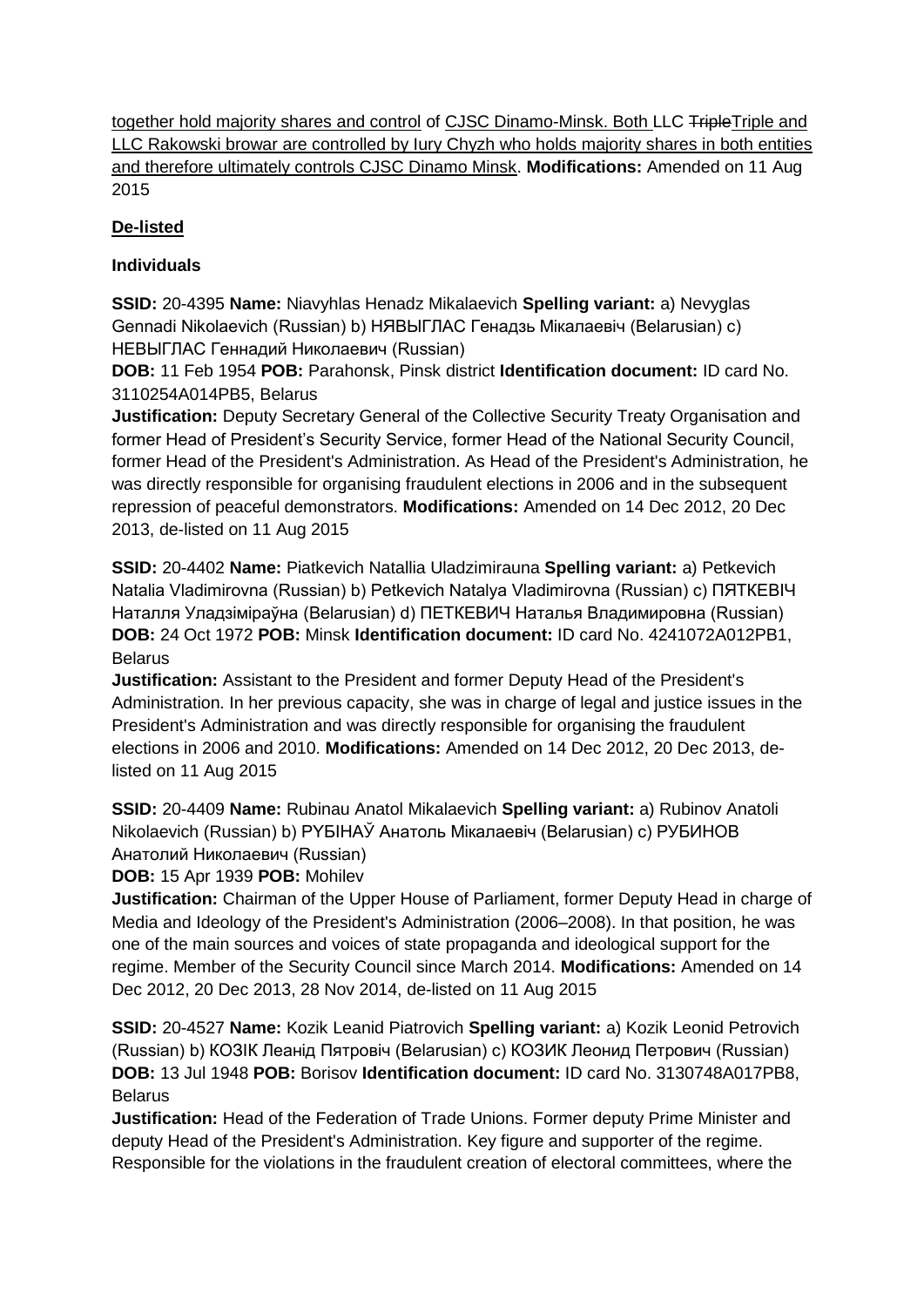together hold majority shares and control of CJSC Dinamo-Minsk. Both LLC ~~Triple~~Triple and LLC Rakowski browar are controlled by Iury Chyzh who holds majority shares in both entities and therefore ultimately controls CJSC Dinamo Minsk. **Modifications:** Amended on 11 Aug 2015

## De-listed

### Individuals

**SSID:** 20-4395 **Name:** Niavyhlas Henadz Mikalaevich **Spelling variant:** a) Nevyglas Gennadi Nikolaevich (Russian) b) НЯВЫГЛАС Генадзь Мікалаевіч (Belarusian) c) НЕВЫГЛАС Геннадий Николаевич (Russian)
**DOB:** 11 Feb 1954 **POB:** Parahonsk, Pinsk district **Identification document:** ID card No. 3110254A014PB5, Belarus
**Justification:** Deputy Secretary General of the Collective Security Treaty Organisation and former Head of President's Security Service, former Head of the National Security Council, former Head of the President's Administration. As Head of the President's Administration, he was directly responsible for organising fraudulent elections in 2006 and in the subsequent repression of peaceful demonstrators. **Modifications:** Amended on 14 Dec 2012, 20 Dec 2013, de-listed on 11 Aug 2015

**SSID:** 20-4402 **Name:** Piatkevich Natallia Uladzimirauna **Spelling variant:** a) Petkevich Natalia Vladimirovna (Russian) b) Petkevich Natalya Vladimirovna (Russian) c) ПЯТКЕВІЧ Наталля Уладзіміраўна (Belarusian) d) ПЕТКЕВИЧ Наталья Владимировна (Russian)
**DOB:** 24 Oct 1972 **POB:** Minsk **Identification document:** ID card No. 4241072A012PB1, Belarus
**Justification:** Assistant to the President and former Deputy Head of the President's Administration. In her previous capacity, she was in charge of legal and justice issues in the President's Administration and was directly responsible for organising the fraudulent elections in 2006 and 2010. **Modifications:** Amended on 14 Dec 2012, 20 Dec 2013, de-listed on 11 Aug 2015

**SSID:** 20-4409 **Name:** Rubinau Anatol Mikalaevich **Spelling variant:** a) Rubinov Anatoli Nikolaevich (Russian) b) РУБІНАЎ Анатоль Мікалаевіч (Belarusian) c) РУБИНОВ Анатолий Николаевич (Russian)
**DOB:** 15 Apr 1939 **POB:** Mohilev
**Justification:** Chairman of the Upper House of Parliament, former Deputy Head in charge of Media and Ideology of the President's Administration (2006–2008). In that position, he was one of the main sources and voices of state propaganda and ideological support for the regime. Member of the Security Council since March 2014. **Modifications:** Amended on 14 Dec 2012, 20 Dec 2013, 28 Nov 2014, de-listed on 11 Aug 2015

**SSID:** 20-4527 **Name:** Kozik Leanid Piatrovich **Spelling variant:** a) Kozik Leonid Petrovich (Russian) b) КОЗІК Леанід Пятровіч (Belarusian) c) КОЗИК Леонид Петрович (Russian)
**DOB:** 13 Jul 1948 **POB:** Borisov **Identification document:** ID card No. 3130748A017PB8, Belarus
**Justification:** Head of the Federation of Trade Unions. Former deputy Prime Minister and deputy Head of the President's Administration. Key figure and supporter of the regime. Responsible for the violations in the fraudulent creation of electoral committees, where the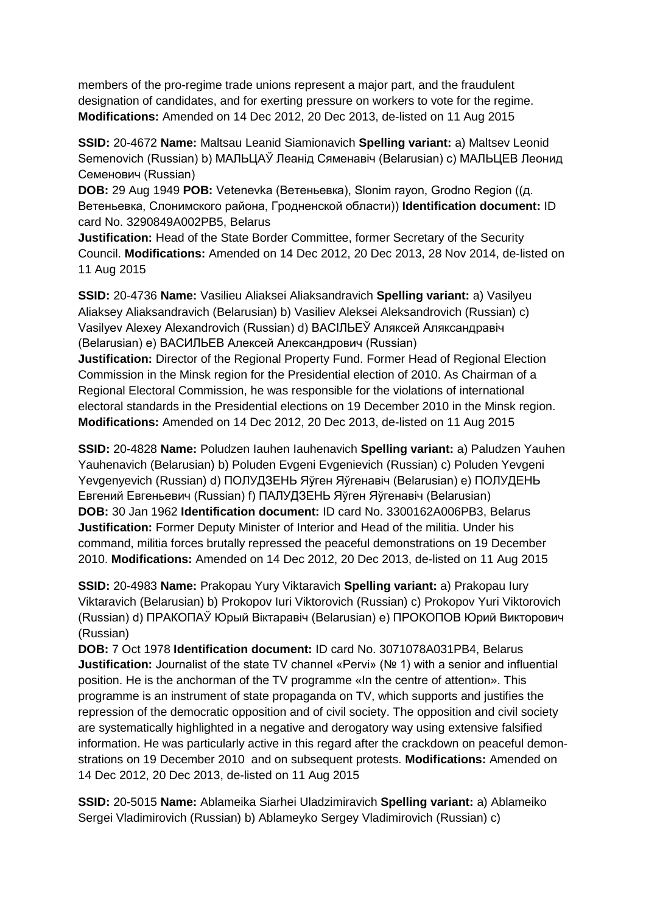members of the pro-regime trade unions represent a major part, and the fraudulent designation of candidates, and for exerting pressure on workers to vote for the regime. **Modifications:** Amended on 14 Dec 2012, 20 Dec 2013, de-listed on 11 Aug 2015

**SSID:** 20-4672 **Name:** Maltsau Leanid Siamionavich **Spelling variant:** a) Maltsev Leonid Semenovich (Russian) b) МАЛЬЦАЎ Леанід Сяменавіч (Belarusian) c) МАЛЬЦЕВ Леонид Семенович (Russian)
**DOB:** 29 Aug 1949 **POB:** Vetenevka (Ветеньевка), Slonim rayon, Grodno Region ((д. Ветеньевка, Слонимского района, Гродненской области)) **Identification document:** ID card No. 3290849A002PB5, Belarus
**Justification:** Head of the State Border Committee, former Secretary of the Security Council. **Modifications:** Amended on 14 Dec 2012, 20 Dec 2013, 28 Nov 2014, de-listed on 11 Aug 2015

**SSID:** 20-4736 **Name:** Vasilieu Aliaksei Aliaksandravich **Spelling variant:** a) Vasilyeu Aliaksey Aliaksandravich (Belarusian) b) Vasiliev Aleksei Aleksandrovich (Russian) c) Vasilyev Alexey Alexandrovich (Russian) d) ВАСІЛЬЕЎ Аляксей Аляксандравіч (Belarusian) e) ВАСИЛЬЕВ Алексей Александрович (Russian)
**Justification:** Director of the Regional Property Fund. Former Head of Regional Election Commission in the Minsk region for the Presidential election of 2010. As Chairman of a Regional Electoral Commission, he was responsible for the violations of international electoral standards in the Presidential elections on 19 December 2010 in the Minsk region. **Modifications:** Amended on 14 Dec 2012, 20 Dec 2013, de-listed on 11 Aug 2015

**SSID:** 20-4828 **Name:** Poludzen Iauhen Iauhenavich **Spelling variant:** a) Paludzen Yauhen Yauhenavich (Belarusian) b) Poluden Evgeni Evgenievich (Russian) c) Poluden Yevgeni Yevgenyevich (Russian) d) ПОЛУДЗЕНЬ Яўген Яўгенавіч (Belarusian) e) ПОЛУДЕНЬ Евгений Евгеньевич (Russian) f) ПАЛУДЗЕНЬ Яўген Яўгенавіч (Belarusian)
**DOB:** 30 Jan 1962 **Identification document:** ID card No. 3300162A006PB3, Belarus
**Justification:** Former Deputy Minister of Interior and Head of the militia. Under his command, militia forces brutally repressed the peaceful demonstrations on 19 December 2010. **Modifications:** Amended on 14 Dec 2012, 20 Dec 2013, de-listed on 11 Aug 2015

**SSID:** 20-4983 **Name:** Prakopau Yury Viktaravich **Spelling variant:** a) Prakopau Iury Viktaravich (Belarusian) b) Prokopov Iuri Viktorovich (Russian) c) Prokopov Yuri Viktorovich (Russian) d) ПРАКОПАЎ Юрый Віктаравіч (Belarusian) e) ПРОКОПОВ Юрий Викторович (Russian)
**DOB:** 7 Oct 1978 **Identification document:** ID card No. 3071078A031PB4, Belarus
**Justification:** Journalist of the state TV channel «Pervi» (№ 1) with a senior and influential position. He is the anchorman of the TV programme «In the centre of attention». This programme is an instrument of state propaganda on TV, which supports and justifies the repression of the democratic opposition and of civil society. The opposition and civil society are systematically highlighted in a negative and derogatory way using extensive falsified information. He was particularly active in this regard after the crackdown on peaceful demonstrations on 19 December 2010 and on subsequent protests. **Modifications:** Amended on 14 Dec 2012, 20 Dec 2013, de-listed on 11 Aug 2015

**SSID:** 20-5015 **Name:** Ablameika Siarhei Uladzimiravich **Spelling variant:** a) Ablameiko Sergei Vladimirovich (Russian) b) Ablameyko Sergey Vladimirovich (Russian) c)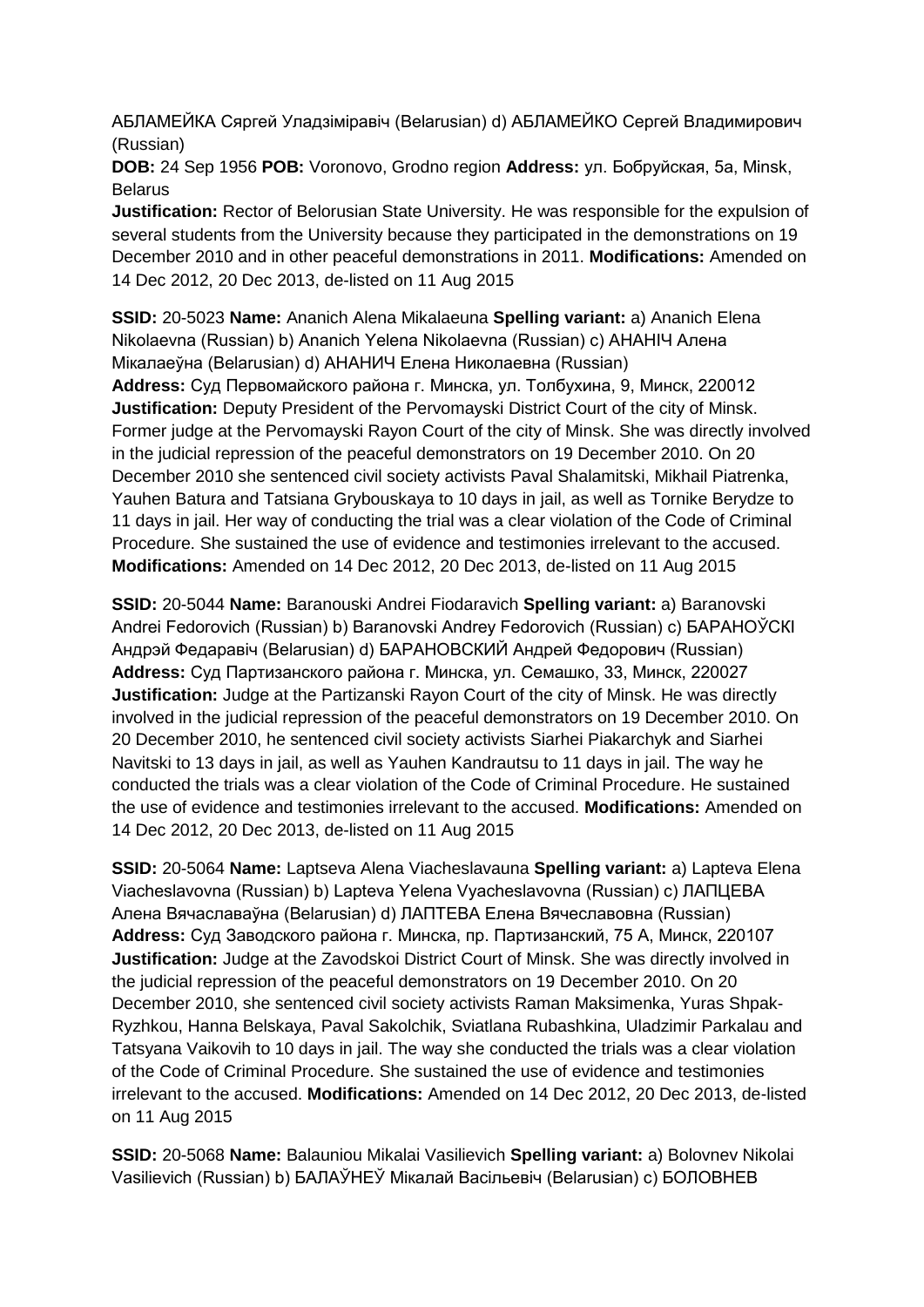АБЛАМЕЙКА Сяргей Уладзіміравіч (Belarusian) d) АБЛАМЕЙКО Сергей Владимирович (Russian)

**DOB:** 24 Sep 1956 **POB:** Voronovo, Grodno region **Address:** ул. Бобруйская, 5а, Minsk, Belarus

**Justification:** Rector of Belorusian State University. He was responsible for the expulsion of several students from the University because they participated in the demonstrations on 19 December 2010 and in other peaceful demonstrations in 2011. **Modifications:** Amended on 14 Dec 2012, 20 Dec 2013, de-listed on 11 Aug 2015

**SSID:** 20-5023 **Name:** Ananich Alena Mikalaeuna **Spelling variant:** a) Ananich Elena Nikolaevna (Russian) b) Ananich Yelena Nikolaevna (Russian) c) АНАНІЧ Алена Мікалаеўна (Belarusian) d) АНАНИЧ Елена Николаевна (Russian)

**Address:** Суд Первомайского района г. Минска, ул. Толбухина, 9, Минск, 220012

**Justification:** Deputy President of the Pervomayski District Court of the city of Minsk. Former judge at the Pervomayski Rayon Court of the city of Minsk. She was directly involved in the judicial repression of the peaceful demonstrators on 19 December 2010. On 20 December 2010 she sentenced civil society activists Paval Shalamitski, Mikhail Piatrenka, Yauhen Batura and Tatsiana Grybouskaya to 10 days in jail, as well as Tornike Berydze to 11 days in jail. Her way of conducting the trial was a clear violation of the Code of Criminal Procedure. She sustained the use of evidence and testimonies irrelevant to the accused. **Modifications:** Amended on 14 Dec 2012, 20 Dec 2013, de-listed on 11 Aug 2015

**SSID:** 20-5044 **Name:** Baranouski Andrei Fiodaravich **Spelling variant:** a) Baranovski Andrei Fedorovich (Russian) b) Baranovski Andrey Fedorovich (Russian) c) БАРАНОЎСКІ Андрэй Федаравіч (Belarusian) d) БАРАНОВСКИЙ Андрей Федорович (Russian)

**Address:** Суд Партизанского района г. Минска, ул. Семашко, 33, Минск, 220027

**Justification:** Judge at the Partizanski Rayon Court of the city of Minsk. He was directly involved in the judicial repression of the peaceful demonstrators on 19 December 2010. On 20 December 2010, he sentenced civil society activists Siarhei Piakarchyk and Siarhei Navitski to 13 days in jail, as well as Yauhen Kandrautsu to 11 days in jail. The way he conducted the trials was a clear violation of the Code of Criminal Procedure. He sustained the use of evidence and testimonies irrelevant to the accused. **Modifications:** Amended on 14 Dec 2012, 20 Dec 2013, de-listed on 11 Aug 2015

**SSID:** 20-5064 **Name:** Laptseva Alena Viacheslavauna **Spelling variant:** a) Lapteva Elena Viacheslavovna (Russian) b) Lapteva Yelena Vyacheslavovna (Russian) c) ЛАПЦЕВА Алена Вячаславаўна (Belarusian) d) ЛАПТЕВА Елена Вячеславовна (Russian)

**Address:** Суд Заводского района г. Минска, пр. Партизанский, 75 А, Минск, 220107

**Justification:** Judge at the Zavodskoi District Court of Minsk. She was directly involved in the judicial repression of the peaceful demonstrators on 19 December 2010. On 20 December 2010, she sentenced civil society activists Raman Maksimenka, Yuras Shpak-Ryzhkou, Hanna Belskaya, Paval Sakolchik, Sviatlana Rubashkina, Uladzimir Parkalau and Tatsyana Vaikovih to 10 days in jail. The way she conducted the trials was a clear violation of the Code of Criminal Procedure. She sustained the use of evidence and testimonies irrelevant to the accused. **Modifications:** Amended on 14 Dec 2012, 20 Dec 2013, de-listed on 11 Aug 2015

**SSID:** 20-5068 **Name:** Balauniou Mikalai Vasilievich **Spelling variant:** a) Bolovnev Nikolai Vasilievich (Russian) b) БАЛАЎНЕЎ Мікалай Васільевіч (Belarusian) c) БОЛОВНЕВ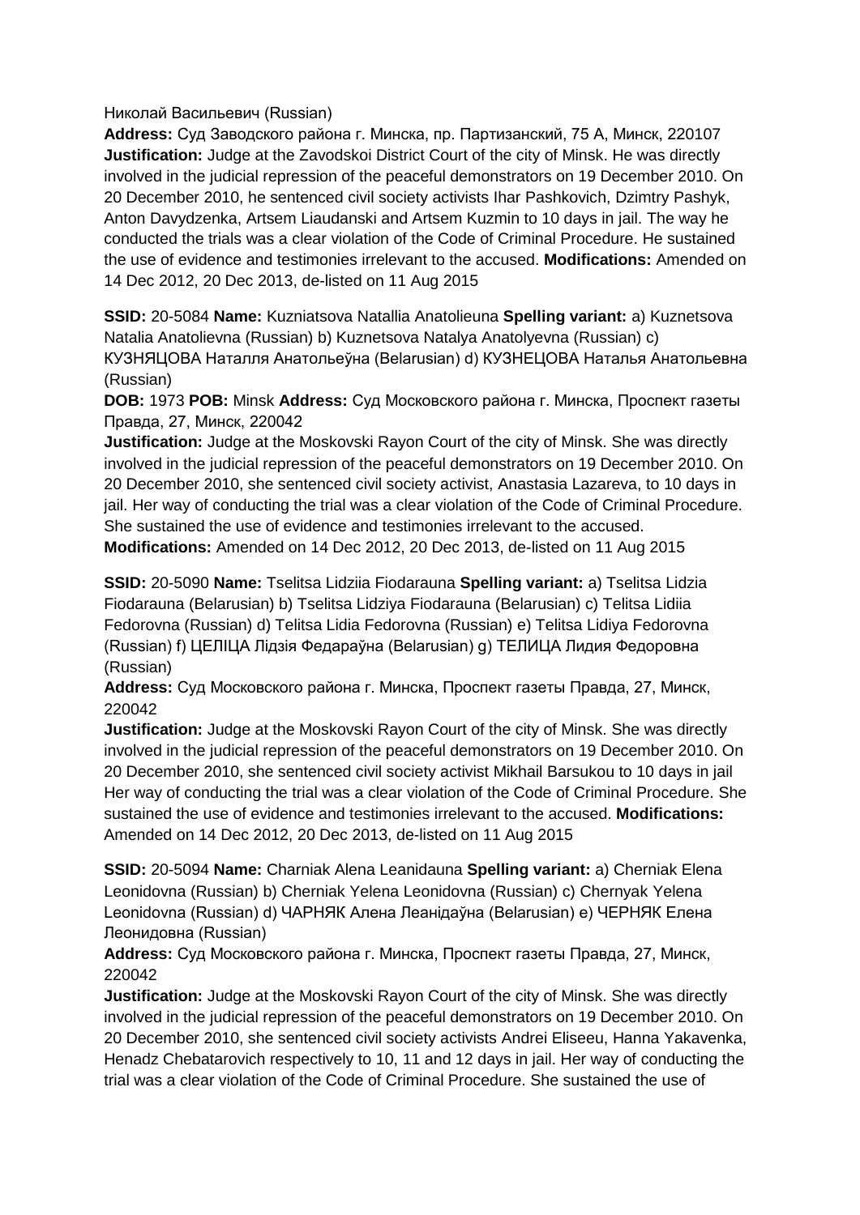Николай Васильевич (Russian)

**Address:** Суд Заводского района г. Минска, пр. Партизанский, 75 А, Минск, 220107
**Justification:** Judge at the Zavodskoi District Court of the city of Minsk. He was directly involved in the judicial repression of the peaceful demonstrators on 19 December 2010. On 20 December 2010, he sentenced civil society activists Ihar Pashkovich, Dzimtry Pashyk, Anton Davydzenka, Artsem Liaudanski and Artsem Kuzmin to 10 days in jail. The way he conducted the trials was a clear violation of the Code of Criminal Procedure. He sustained the use of evidence and testimonies irrelevant to the accused. **Modifications:** Amended on 14 Dec 2012, 20 Dec 2013, de-listed on 11 Aug 2015

**SSID:** 20-5084 **Name:** Kuzniatsova Natallia Anatolieuna **Spelling variant:** a) Kuznetsova Natalia Anatolievna (Russian) b) Kuznetsova Natalya Anatolyevna (Russian) c) КУЗНЯЦОВА Наталля Анатольеўна (Belarusian) d) КУЗНЕЦОВА Наталья Анатольевна (Russian)

**DOB:** 1973 **POB:** Minsk **Address:** Суд Московского района г. Минска, Проспект газеты Правда, 27, Минск, 220042

**Justification:** Judge at the Moskovski Rayon Court of the city of Minsk. She was directly involved in the judicial repression of the peaceful demonstrators on 19 December 2010. On 20 December 2010, she sentenced civil society activist, Anastasia Lazareva, to 10 days in jail. Her way of conducting the trial was a clear violation of the Code of Criminal Procedure. She sustained the use of evidence and testimonies irrelevant to the accused.
**Modifications:** Amended on 14 Dec 2012, 20 Dec 2013, de-listed on 11 Aug 2015

**SSID:** 20-5090 **Name:** Tselitsa Lidziia Fiodarauna **Spelling variant:** a) Tselitsa Lidzia Fiodarauna (Belarusian) b) Tselitsa Lidziya Fiodarauna (Belarusian) c) Telitsa Lidiia Fedorovna (Russian) d) Telitsa Lidia Fedorovna (Russian) e) Telitsa Lidiya Fedorovna (Russian) f) ЦЕЛІЦА Лідзія Федараўна (Belarusian) g) ТЕЛИЦА Лидия Федоровна (Russian)

**Address:** Суд Московского района г. Минска, Проспект газеты Правда, 27, Минск, 220042

**Justification:** Judge at the Moskovski Rayon Court of the city of Minsk. She was directly involved in the judicial repression of the peaceful demonstrators on 19 December 2010. On 20 December 2010, she sentenced civil society activist Mikhail Barsukou to 10 days in jail Her way of conducting the trial was a clear violation of the Code of Criminal Procedure. She sustained the use of evidence and testimonies irrelevant to the accused. **Modifications:** Amended on 14 Dec 2012, 20 Dec 2013, de-listed on 11 Aug 2015

**SSID:** 20-5094 **Name:** Charniak Alena Leanidauna **Spelling variant:** a) Cherniak Elena Leonidovna (Russian) b) Cherniak Yelena Leonidovna (Russian) c) Chernyak Yelena Leonidovna (Russian) d) ЧАРНЯК Алена Леанідаўна (Belarusian) e) ЧЕРНЯК Елена Леонидовна (Russian)

**Address:** Суд Московского района г. Минска, Проспект газеты Правда, 27, Минск, 220042

**Justification:** Judge at the Moskovski Rayon Court of the city of Minsk. She was directly involved in the judicial repression of the peaceful demonstrators on 19 December 2010. On 20 December 2010, she sentenced civil society activists Andrei Eliseeu, Hanna Yakavenka, Henadz Chebatarovich respectively to 10, 11 and 12 days in jail. Her way of conducting the trial was a clear violation of the Code of Criminal Procedure. She sustained the use of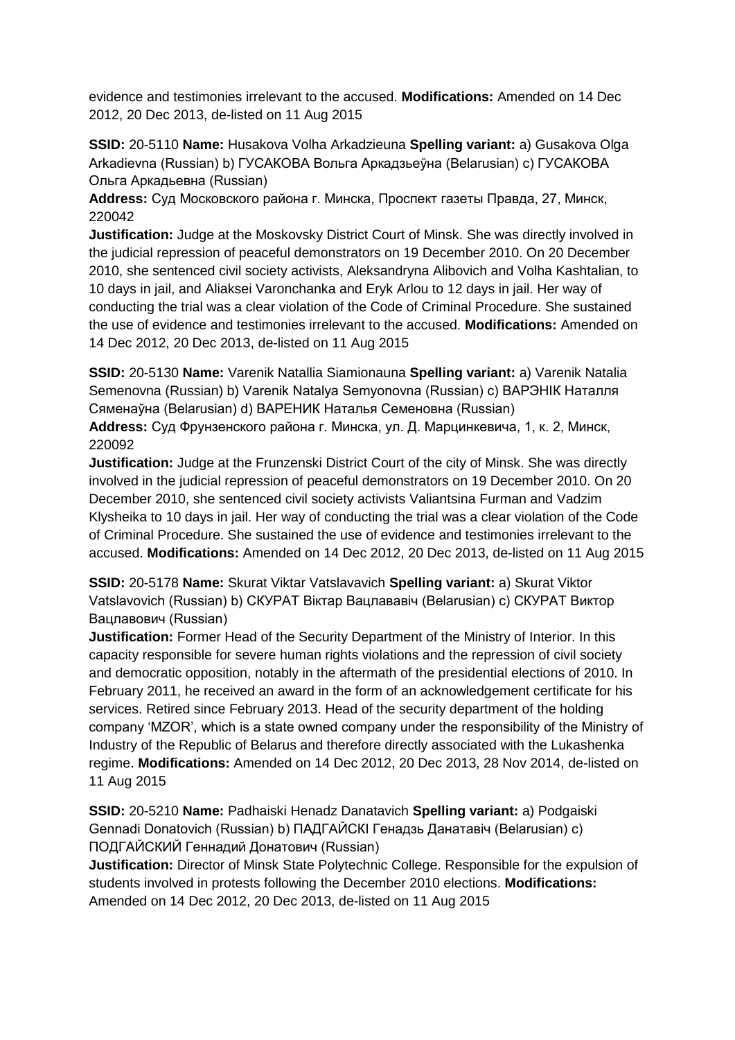evidence and testimonies irrelevant to the accused. **Modifications:** Amended on 14 Dec 2012, 20 Dec 2013, de-listed on 11 Aug 2015

**SSID:** 20-5110 **Name:** Husakova Volha Arkadzieuna **Spelling variant:** a) Gusakova Olga Arkadievna (Russian) b) ГУСАКОВА Вольга Аркадзьеўна (Belarusian) c) ГУСАКОВА Ольга Аркадьевна (Russian)
**Address:** Суд Московского района г. Минска, Проспект газеты Правда, 27, Минск, 220042
**Justification:** Judge at the Moskovsky District Court of Minsk. She was directly involved in the judicial repression of peaceful demonstrators on 19 December 2010. On 20 December 2010, she sentenced civil society activists, Aleksandryna Alibovich and Volha Kashtalian, to 10 days in jail, and Aliaksei Varonchanka and Eryk Arlou to 12 days in jail. Her way of conducting the trial was a clear violation of the Code of Criminal Procedure. She sustained the use of evidence and testimonies irrelevant to the accused. **Modifications:** Amended on 14 Dec 2012, 20 Dec 2013, de-listed on 11 Aug 2015

**SSID:** 20-5130 **Name:** Varenik Natallia Siamionauna **Spelling variant:** a) Varenik Natalia Semenovna (Russian) b) Varenik Natalya Semyonovna (Russian) c) ВАРЭНІК Наталля Сяменаўна (Belarusian) d) ВАРЕНИК Наталья Семеновна (Russian)
**Address:** Суд Фрунзенского района г. Минска, ул. Д. Марцинкевича, 1, к. 2, Минск, 220092
**Justification:** Judge at the Frunzenski District Court of the city of Minsk. She was directly involved in the judicial repression of peaceful demonstrators on 19 December 2010. On 20 December 2010, she sentenced civil society activists Valiantsina Furman and Vadzim Klysheika to 10 days in jail. Her way of conducting the trial was a clear violation of the Code of Criminal Procedure. She sustained the use of evidence and testimonies irrelevant to the accused. **Modifications:** Amended on 14 Dec 2012, 20 Dec 2013, de-listed on 11 Aug 2015

**SSID:** 20-5178 **Name:** Skurat Viktar Vatslavavich **Spelling variant:** a) Skurat Viktor Vatslavovich (Russian) b) СКУРАТ Віктар Вацлававіч (Belarusian) c) СКУРАТ Виктор Вацлавович (Russian)
**Justification:** Former Head of the Security Department of the Ministry of Interior. In this capacity responsible for severe human rights violations and the repression of civil society and democratic opposition, notably in the aftermath of the presidential elections of 2010. In February 2011, he received an award in the form of an acknowledgement certificate for his services. Retired since February 2013. Head of the security department of the holding company 'MZOR', which is a state owned company under the responsibility of the Ministry of Industry of the Republic of Belarus and therefore directly associated with the Lukashenka regime. **Modifications:** Amended on 14 Dec 2012, 20 Dec 2013, 28 Nov 2014, de-listed on 11 Aug 2015

**SSID:** 20-5210 **Name:** Padhaiski Henadz Danatavich **Spelling variant:** a) Podgaiski Gennadi Donatovich (Russian) b) ПАДГАЙСКІ Генадзь Данатавіч (Belarusian) c) ПОДГАЙСКИЙ Геннадий Донатович (Russian)
**Justification:** Director of Minsk State Polytechnic College. Responsible for the expulsion of students involved in protests following the December 2010 elections. **Modifications:** Amended on 14 Dec 2012, 20 Dec 2013, de-listed on 11 Aug 2015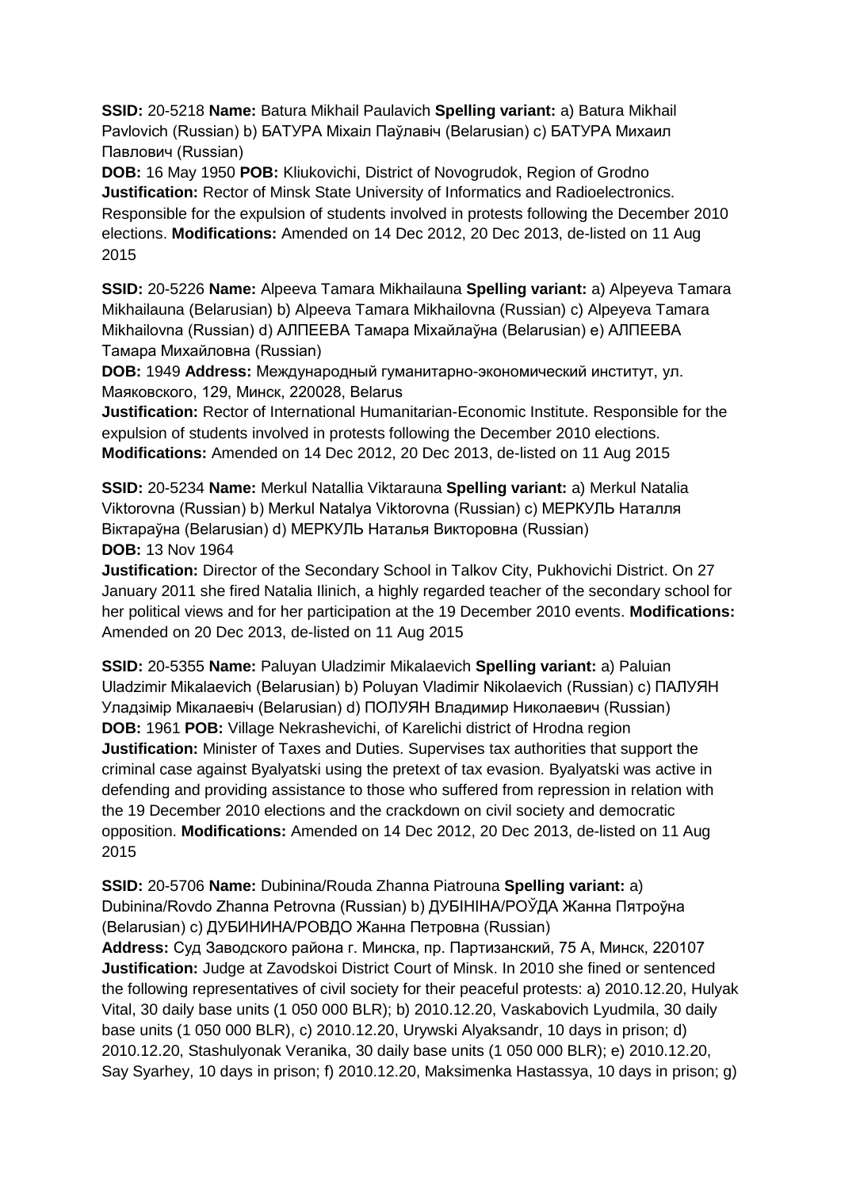**SSID:** 20-5218 **Name:** Batura Mikhail Paulavich **Spelling variant:** a) Batura Mikhail Pavlovich (Russian) b) БАТУРА Міхаіл Паўлавіч (Belarusian) c) БАТУРА Михаил Павлович (Russian)
**DOB:** 16 May 1950 **POB:** Kliukovichi, District of Novogrudok, Region of Grodno
**Justification:** Rector of Minsk State University of Informatics and Radioelectronics. Responsible for the expulsion of students involved in protests following the December 2010 elections. **Modifications:** Amended on 14 Dec 2012, 20 Dec 2013, de-listed on 11 Aug 2015

**SSID:** 20-5226 **Name:** Alpeeva Tamara Mikhailauna **Spelling variant:** a) Alpeyeva Tamara Mikhailauna (Belarusian) b) Alpeeva Tamara Mikhailovna (Russian) c) Alpeyeva Tamara Mikhailovna (Russian) d) АЛПЕЕВА Тамара Міхайлаўна (Belarusian) e) АЛПЕЕВА Тамара Михайловна (Russian)
**DOB:** 1949 **Address:** Международный гуманитарно-экономический институт, ул. Маяковского, 129, Минск, 220028, Belarus
**Justification:** Rector of International Humanitarian-Economic Institute. Responsible for the expulsion of students involved in protests following the December 2010 elections.
**Modifications:** Amended on 14 Dec 2012, 20 Dec 2013, de-listed on 11 Aug 2015

**SSID:** 20-5234 **Name:** Merkul Natallia Viktarauna **Spelling variant:** a) Merkul Natalia Viktorovna (Russian) b) Merkul Natalya Viktorovna (Russian) c) МЕРКУЛЬ Наталля Віктараўна (Belarusian) d) МЕРКУЛЬ Наталья Викторовна (Russian)
**DOB:** 13 Nov 1964
**Justification:** Director of the Secondary School in Talkov City, Pukhovichi District. On 27 January 2011 she fired Natalia Ilinich, a highly regarded teacher of the secondary school for her political views and for her participation at the 19 December 2010 events. **Modifications:** Amended on 20 Dec 2013, de-listed on 11 Aug 2015

**SSID:** 20-5355 **Name:** Paluyan Uladzimir Mikalaevich **Spelling variant:** a) Paluian Uladzimir Mikalaevich (Belarusian) b) Poluyan Vladimir Nikolaevich (Russian) c) ПАЛУЯН Уладзімір Мікалаевіч (Belarusian) d) ПОЛУЯН Владимир Николаевич (Russian)
**DOB:** 1961 **POB:** Village Nekrashevichi, of Karelichi district of Hrodna region
**Justification:** Minister of Taxes and Duties. Supervises tax authorities that support the criminal case against Byalyatski using the pretext of tax evasion. Byalyatski was active in defending and providing assistance to those who suffered from repression in relation with the 19 December 2010 elections and the crackdown on civil society and democratic opposition. **Modifications:** Amended on 14 Dec 2012, 20 Dec 2013, de-listed on 11 Aug 2015

**SSID:** 20-5706 **Name:** Dubinina/Rouda Zhanna Piatrouna **Spelling variant:** a) Dubinina/Rovdo Zhanna Petrovna (Russian) b) ДУБІНІНА/РОЎДА Жанна Пятроўна (Belarusian) c) ДУБИНИНА/РОВДО Жанна Петровна (Russian)
**Address:** Суд Заводского района г. Минска, пр. Партизанский, 75 А, Минск, 220107
**Justification:** Judge at Zavodskoi District Court of Minsk. In 2010 she fined or sentenced the following representatives of civil society for their peaceful protests: a) 2010.12.20, Hulyak Vital, 30 daily base units (1 050 000 BLR); b) 2010.12.20, Vaskabovich Lyudmila, 30 daily base units (1 050 000 BLR), c) 2010.12.20, Urywski Alyaksandr, 10 days in prison; d) 2010.12.20, Stashulyonak Veranika, 30 daily base units (1 050 000 BLR); e) 2010.12.20, Say Syarhey, 10 days in prison; f) 2010.12.20, Maksimenka Hastassya, 10 days in prison; g)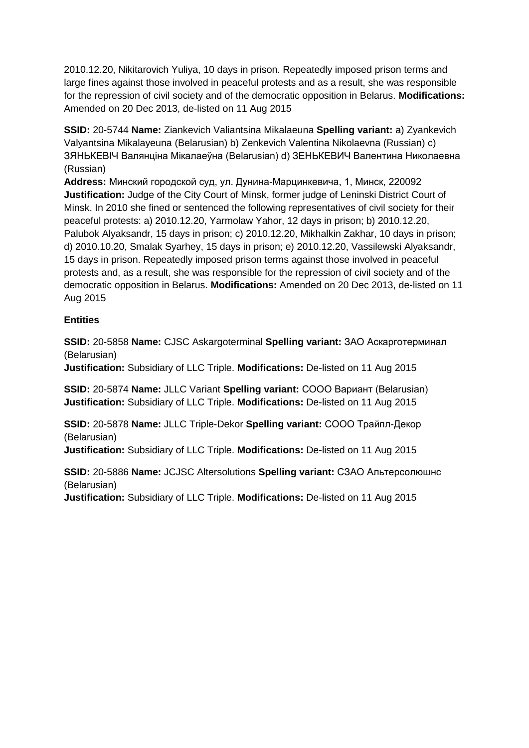2010.12.20, Nikitarovich Yuliya, 10 days in prison. Repeatedly imposed prison terms and large fines against those involved in peaceful protests and as a result, she was responsible for the repression of civil society and of the democratic opposition in Belarus. **Modifications:** Amended on 20 Dec 2013, de-listed on 11 Aug 2015

**SSID:** 20-5744 **Name:** Ziankevich Valiantsina Mikalaeuna **Spelling variant:** a) Zyankevich Valyantsina Mikalayeuna (Belarusian) b) Zenkevich Valentina Nikolaevna (Russian) c) ЗЯНЬКЕВІЧ Валянціна Мікалаеўна (Belarusian) d) ЗЕНЬКЕВИЧ Валентина Николаевна (Russian)
**Address:** Минский городской суд, ул. Дунина-Марцинкевича, 1, Минск, 220092
**Justification:** Judge of the City Court of Minsk, former judge of Leninski District Court of Minsk. In 2010 she fined or sentenced the following representatives of civil society for their peaceful protests: a) 2010.12.20, Yarmolaw Yahor, 12 days in prison; b) 2010.12.20, Palubok Alyaksandr, 15 days in prison; c) 2010.12.20, Mikhalkin Zakhar, 10 days in prison; d) 2010.10.20, Smalak Syarhey, 15 days in prison; e) 2010.12.20, Vassilewski Alyaksandr, 15 days in prison. Repeatedly imposed prison terms against those involved in peaceful protests and, as a result, she was responsible for the repression of civil society and of the democratic opposition in Belarus. **Modifications:** Amended on 20 Dec 2013, de-listed on 11 Aug 2015

**Entities**

**SSID:** 20-5858 **Name:** CJSC Askargoterminal **Spelling variant:** ЗАО Аскарготерминал (Belarusian)
**Justification:** Subsidiary of LLC Triple. **Modifications:** De-listed on 11 Aug 2015

**SSID:** 20-5874 **Name:** JLLC Variant **Spelling variant:** СООО Вариант (Belarusian)
**Justification:** Subsidiary of LLC Triple. **Modifications:** De-listed on 11 Aug 2015

**SSID:** 20-5878 **Name:** JLLC Triple-Dekor **Spelling variant:** СООО Трайпл-Декор (Belarusian)
**Justification:** Subsidiary of LLC Triple. **Modifications:** De-listed on 11 Aug 2015

**SSID:** 20-5886 **Name:** JCJSC Altersolutions **Spelling variant:** СЗАО Альтерсолюшнс (Belarusian)
**Justification:** Subsidiary of LLC Triple. **Modifications:** De-listed on 11 Aug 2015